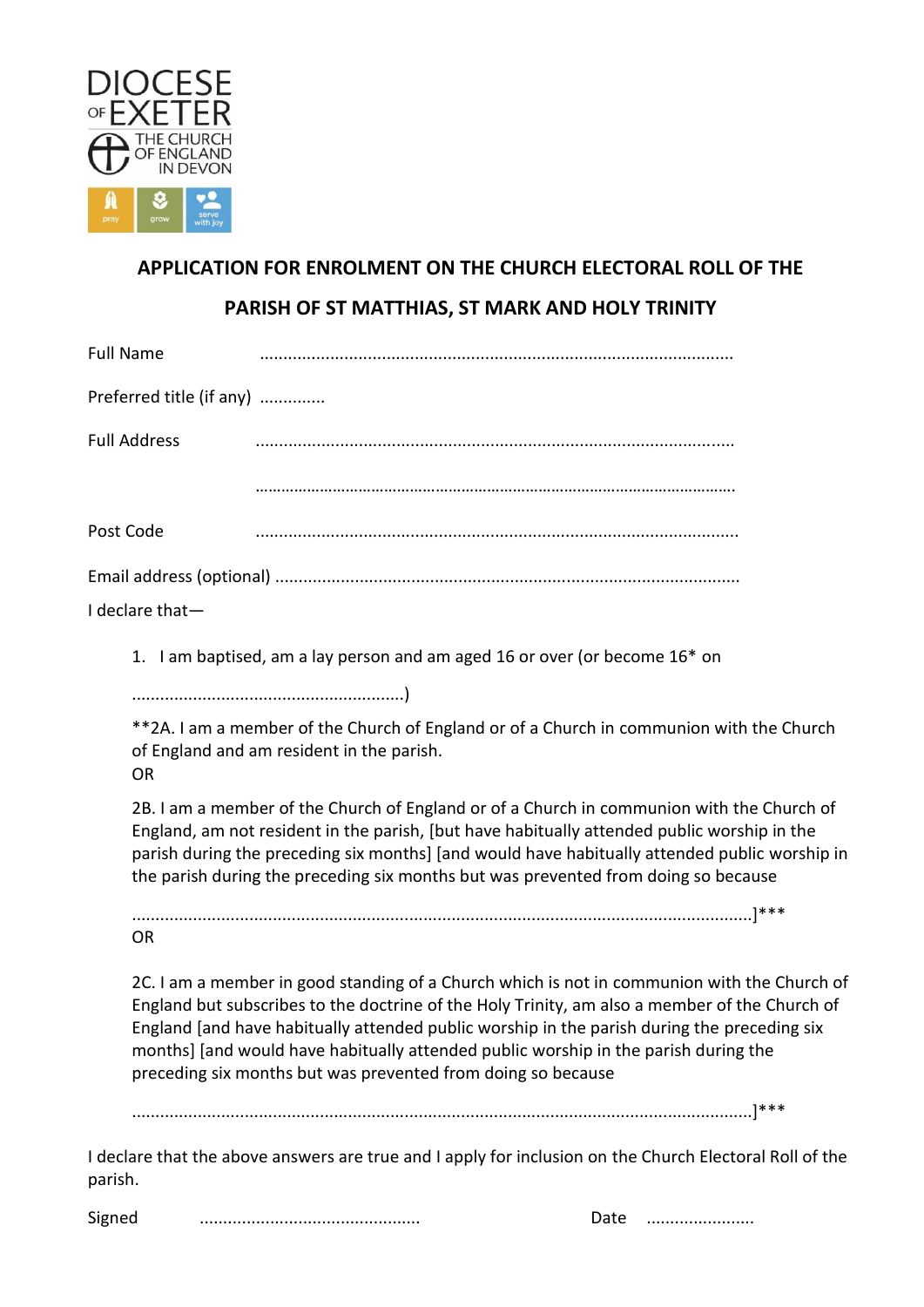DIOCESE OF EXETER

THE CHURCH OF ENGLAND IN DEVON

pray grow serve with joy

## APPLICATION FOR ENROLMENT ON THE CHURCH ELECTORAL ROLL OF THE PARISH OF ST MATTHIAS, ST MARK AND HOLY TRINITY

Full Name ..................................................................................................

Preferred title (if any) .............

Full Address ..................................................................................................

..................................................................................................

Post Code ..................................................................................................

Email address (optional) ..................................................................................................

I declare that—

1. I am baptised, am a lay person and am aged 16 or over (or become 16* on

   .........................................................)

   **2A. I am a member of the Church of England or of a Church in communion with the Church of England and am resident in the parish.
   OR

   2B. I am a member of the Church of England or of a Church in communion with the Church of England, am not resident in the parish, [but have habitually attended public worship in the parish during the preceding six months] [and would have habitually attended public worship in the parish during the preceding six months but was prevented from doing so because

   ..................................................................................................................................]***
   OR

   2C. I am a member in good standing of a Church which is not in communion with the Church of England but subscribes to the doctrine of the Holy Trinity, am also a member of the Church of England [and have habitually attended public worship in the parish during the preceding six months] [and would have habitually attended public worship in the parish during the preceding six months but was prevented from doing so because

   ..................................................................................................................................]***

I declare that the above answers are true and I apply for inclusion on the Church Electoral Roll of the parish.

Signed .............................................. Date .......................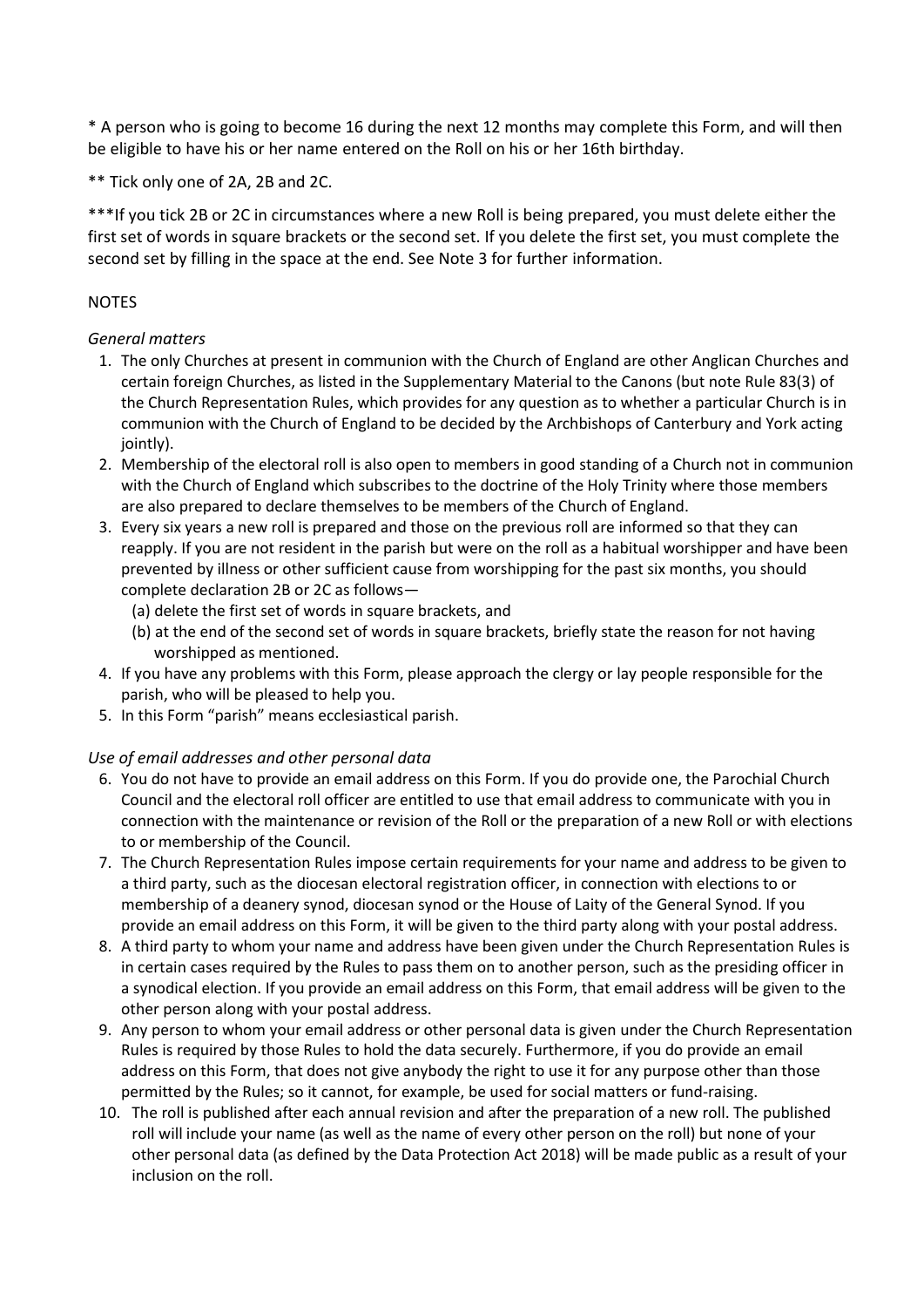* A person who is going to become 16 during the next 12 months may complete this Form, and will then be eligible to have his or her name entered on the Roll on his or her 16th birthday.

** Tick only one of 2A, 2B and 2C.

***If you tick 2B or 2C in circumstances where a new Roll is being prepared, you must delete either the first set of words in square brackets or the second set. If you delete the first set, you must complete the second set by filling in the space at the end. See Note 3 for further information.

NOTES

*General matters*

1. The only Churches at present in communion with the Church of England are other Anglican Churches and certain foreign Churches, as listed in the Supplementary Material to the Canons (but note Rule 83(3) of the Church Representation Rules, which provides for any question as to whether a particular Church is in communion with the Church of England to be decided by the Archbishops of Canterbury and York acting jointly).
2. Membership of the electoral roll is also open to members in good standing of a Church not in communion with the Church of England which subscribes to the doctrine of the Holy Trinity where those members are also prepared to declare themselves to be members of the Church of England.
3. Every six years a new roll is prepared and those on the previous roll are informed so that they can reapply. If you are not resident in the parish but were on the roll as a habitual worshipper and have been prevented by illness or other sufficient cause from worshipping for the past six months, you should complete declaration 2B or 2C as follows—
   (a) delete the first set of words in square brackets, and
   (b) at the end of the second set of words in square brackets, briefly state the reason for not having worshipped as mentioned.
4. If you have any problems with this Form, please approach the clergy or lay people responsible for the parish, who will be pleased to help you.
5. In this Form "parish" means ecclesiastical parish.

*Use of email addresses and other personal data*

6. You do not have to provide an email address on this Form. If you do provide one, the Parochial Church Council and the electoral roll officer are entitled to use that email address to communicate with you in connection with the maintenance or revision of the Roll or the preparation of a new Roll or with elections to or membership of the Council.
7. The Church Representation Rules impose certain requirements for your name and address to be given to a third party, such as the diocesan electoral registration officer, in connection with elections to or membership of a deanery synod, diocesan synod or the House of Laity of the General Synod. If you provide an email address on this Form, it will be given to the third party along with your postal address.
8. A third party to whom your name and address have been given under the Church Representation Rules is in certain cases required by the Rules to pass them on to another person, such as the presiding officer in a synodical election. If you provide an email address on this Form, that email address will be given to the other person along with your postal address.
9. Any person to whom your email address or other personal data is given under the Church Representation Rules is required by those Rules to hold the data securely. Furthermore, if you do provide an email address on this Form, that does not give anybody the right to use it for any purpose other than those permitted by the Rules; so it cannot, for example, be used for social matters or fund-raising.
10. The roll is published after each annual revision and after the preparation of a new roll. The published roll will include your name (as well as the name of every other person on the roll) but none of your other personal data (as defined by the Data Protection Act 2018) will be made public as a result of your inclusion on the roll.